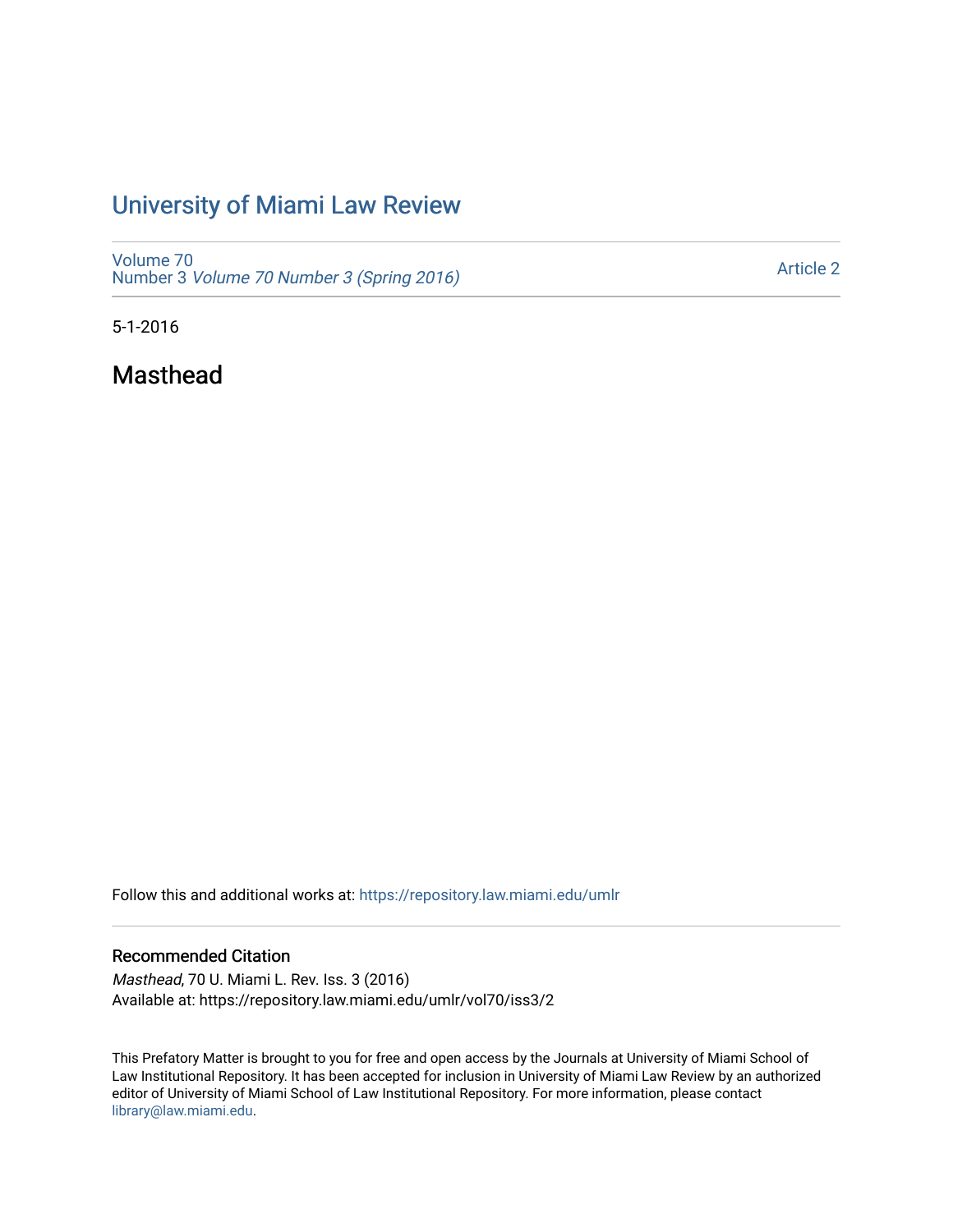# University of Miami Law Review

Volume 70
Number 3 *Volume 70 Number 3 (Spring 2016)*

Article 2

5-1-2016

## Masthead

Follow this and additional works at: https://repository.law.miami.edu/umlr

### Recommended Citation

*Masthead*, 70 U. Miami L. Rev. Iss. 3 (2016)
Available at: https://repository.law.miami.edu/umlr/vol70/iss3/2

This Prefatory Matter is brought to you for free and open access by the Journals at University of Miami School of Law Institutional Repository. It has been accepted for inclusion in University of Miami Law Review by an authorized editor of University of Miami School of Law Institutional Repository. For more information, please contact library@law.miami.edu.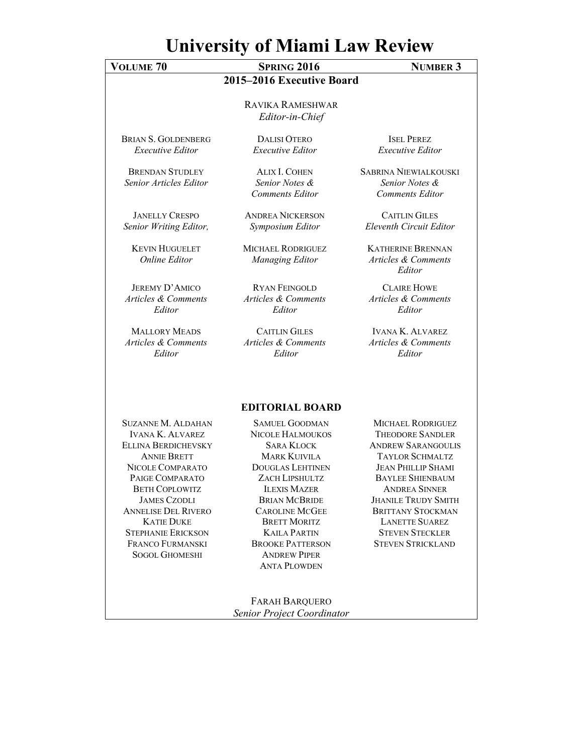# University of Miami Law Review

**VOLUME 70** | **SPRING 2016** | **NUMBER 3**

## 2015–2016 Executive Board

RAVIKA RAMESHWAR
*Editor-in-Chief*

BRIAN S. GOLDENBERG
*Executive Editor*

DALISI OTERO
*Executive Editor*

ISEL PEREZ
*Executive Editor*

BRENDAN STUDLEY
*Senior Articles Editor*

ALIX I. COHEN
*Senior Notes & Comments Editor*

SABRINA NIEWIALKOUSKI
*Senior Notes & Comments Editor*

JANELLY CRESPO
*Senior Writing Editor,*

ANDREA NICKERSON
*Symposium Editor*

CAITLIN GILES
*Eleventh Circuit Editor*

KEVIN HUGUELET
*Online Editor*

MICHAEL RODRIGUEZ
*Managing Editor*

KATHERINE BRENNAN
*Articles & Comments Editor*

JEREMY D'AMICO
*Articles & Comments Editor*

RYAN FEINGOLD
*Articles & Comments Editor*

CLAIRE HOWE
*Articles & Comments Editor*

MALLORY MEADS
*Articles & Comments Editor*

CAITLIN GILES
*Articles & Comments Editor*

IVANA K. ALVAREZ
*Articles & Comments Editor*

## EDITORIAL BOARD

SUZANNE M. ALDAHAN
IVANA K. ALVAREZ
ELLINA BERDICHEVSKY
ANNIE BRETT
NICOLE COMPARATO
PAIGE COMPARATO
BETH COPLOWITZ
JAMES CZODLI
ANNELISE DEL RIVERO
KATIE DUKE
STEPHANIE ERICKSON
FRANCO FURMANSKI
SOGOL GHOMESHI
SAMUEL GOODMAN
NICOLE HALMOUKOS
SARA KLOCK
MARK KUIVILA
DOUGLAS LEHTINEN
ZACH LIPSHULTZ
ILEXIS MAZER
BRIAN MCBRIDE
CAROLINE MCGEE
BRETT MORITZ
KAILA PARTIN
BROOKE PATTERSON
ANDREW PIPER
ANTA PLOWDEN
MICHAEL RODRIGUEZ
THEODORE SANDLER
ANDREW SARANGOULIS
TAYLOR SCHMALTZ
JEAN PHILLIP SHAMI
BAYLEE SHIENBAUM
ANDREA SINNER
JHANILE TRUDY SMITH
BRITTANY STOCKMAN
LANETTE SUAREZ
STEVEN STECKLER
STEVEN STRICKLAND

FARAH BARQUERO
*Senior Project Coordinator*